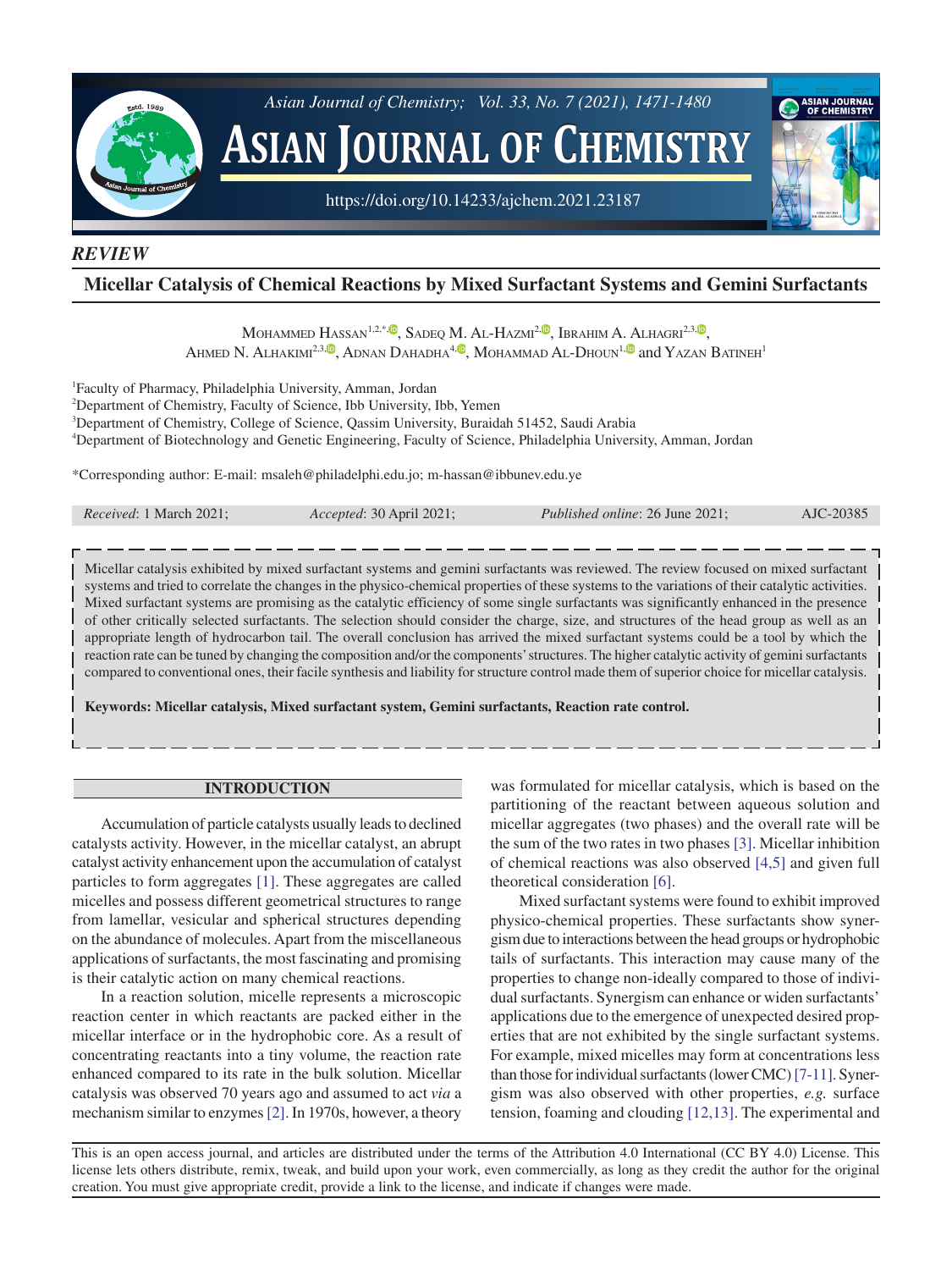*REVIEW*

# Micellar Catalysis of Chemical Reactions by Mixed Surfactant Systems and Gemini Surfactants

Mohammed Hassan[1,2,*], Sadeq M. Al-Hazmi[2], Ibrahim A. Alhagri[2,3], Ahmed N. Alhakimi[2,3], Adnan Dahadha[4], Mohammad Al-Dhoun[1] and Yazan Batineh[1]

[1]Faculty of Pharmacy, Philadelphia University, Amman, Jordan
[2]Department of Chemistry, Faculty of Science, Ibb University, Ibb, Yemen
[3]Department of Chemistry, College of Science, Qassim University, Buraidah 51452, Saudi Arabia
[4]Department of Biotechnology and Genetic Engineering, Faculty of Science, Philadelphia University, Amman, Jordan

*Corresponding author: E-mail: msaleh@philadelphi.edu.jo; m-hassan@ibbunev.edu.ye

*Received*: 1 March 2021; *Accepted*: 30 April 2021; *Published online*: 26 June 2021; AJC-20385

Micellar catalysis exhibited by mixed surfactant systems and gemini surfactants was reviewed. The review focused on mixed surfactant systems and tried to correlate the changes in the physico-chemical properties of these systems to the variations of their catalytic activities. Mixed surfactant systems are promising as the catalytic efficiency of some single surfactants was significantly enhanced in the presence of other critically selected surfactants. The selection should consider the charge, size, and structures of the head group as well as an appropriate length of hydrocarbon tail. The overall conclusion has arrived the mixed surfactant systems could be a tool by which the reaction rate can be tuned by changing the composition and/or the components' structures. The higher catalytic activity of gemini surfactants compared to conventional ones, their facile synthesis and liability for structure control made them of superior choice for micellar catalysis.

**Keywords: Micellar catalysis, Mixed surfactant system, Gemini surfactants, Reaction rate control.**

## INTRODUCTION

Accumulation of particle catalysts usually leads to declined catalysts activity. However, in the micellar catalyst, an abrupt catalyst activity enhancement upon the accumulation of catalyst particles to form aggregates [1]. These aggregates are called micelles and possess different geometrical structures to range from lamellar, vesicular and spherical structures depending on the abundance of molecules. Apart from the miscellaneous applications of surfactants, the most fascinating and promising is their catalytic action on many chemical reactions.

In a reaction solution, micelle represents a microscopic reaction center in which reactants are packed either in the micellar interface or in the hydrophobic core. As a result of concentrating reactants into a tiny volume, the reaction rate enhanced compared to its rate in the bulk solution. Micellar catalysis was observed 70 years ago and assumed to act *via* a mechanism similar to enzymes [2]. In 1970s, however, a theory was formulated for micellar catalysis, which is based on the partitioning of the reactant between aqueous solution and micellar aggregates (two phases) and the overall rate will be the sum of the two rates in two phases [3]. Micellar inhibition of chemical reactions was also observed [4,5] and given full theoretical consideration [6].

Mixed surfactant systems were found to exhibit improved physico-chemical properties. These surfactants show synergism due to interactions between the head groups or hydrophobic tails of surfactants. This interaction may cause many of the properties to change non-ideally compared to those of individual surfactants. Synergism can enhance or widen surfactants' applications due to the emergence of unexpected desired properties that are not exhibited by the single surfactant systems. For example, mixed micelles may form at concentrations less than those for individual surfactants (lower CMC) [7-11]. Synergism was also observed with other properties, *e.g.* surface tension, foaming and clouding [12,13]. The experimental and

This is an open access journal, and articles are distributed under the terms of the Attribution 4.0 International (CC BY 4.0) License. This license lets others distribute, remix, tweak, and build upon your work, even commercially, as long as they credit the author for the original creation. You must give appropriate credit, provide a link to the license, and indicate if changes were made.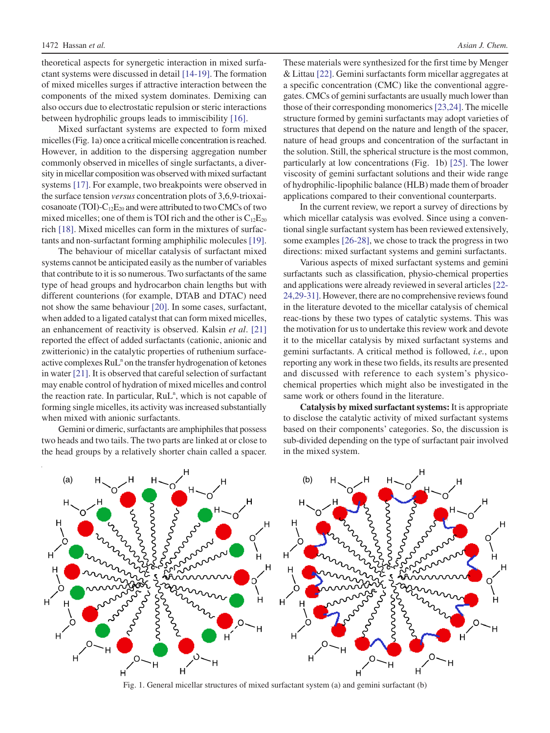theoretical aspects for synergetic interaction in mixed surfactant systems were discussed in detail [14-19]. The formation of mixed micelles surges if attractive interaction between the components of the mixed system dominates. Demixing can also occurs due to electrostatic repulsion or steric interactions between hydrophilic groups leads to immiscibility [16].

Mixed surfactant systems are expected to form mixed micelles (Fig. 1a) once a critical micelle concentration is reached. However, in addition to the dispersing aggregation number commonly observed in micelles of single surfactants, a diversity in micellar composition was observed with mixed surfactant systems [17]. For example, two breakpoints were observed in the surface tension *versus* concentration plots of 3,6,9-trioxaicosanoate (TOI)-$C_{12}E_{20}$ and were attributed to two CMCs of two mixed micelles; one of them is TOI rich and the other is $C_{12}E_{20}$ rich [18]. Mixed micelles can form in the mixtures of surfactants and non-surfactant forming amphiphilic molecules [19].

The behaviour of micellar catalysis of surfactant mixed systems cannot be anticipated easily as the number of variables that contribute to it is so numerous. Two surfactants of the same type of head groups and hydrocarbon chain lengths but with different counterions (for example, DTAB and DTAC) need not show the same behaviour [20]. In some cases, surfactant, when added to a ligated catalyst that can form mixed micelles, an enhancement of reactivity is observed. Kalsin *et al*. [21] reported the effect of added surfactants (cationic, anionic and zwitterionic) in the catalytic properties of ruthenium surface-active complexes $RuL^n$ on the transfer hydrogenation of ketones in water [21]. It is observed that careful selection of surfactant may enable control of hydration of mixed micelles and control the reaction rate. In particular, $RuL^n$, which is not capable of forming single micelles, its activity was increased substantially when mixed with anionic surfactants.

Gemini or dimeric, surfactants are amphiphiles that possess two heads and two tails. The two parts are linked at or close to the head groups by a relatively shorter chain called a spacer. These materials were synthesized for the first time by Menger & Littau [22]. Gemini surfactants form micellar aggregates at a specific concentration (CMC) like the conventional aggregates. CMCs of gemini surfactants are usually much lower than those of their corresponding monomerics [23,24]. The micelle structure formed by gemini surfactants may adopt varieties of structures that depend on the nature and length of the spacer, nature of head groups and concentration of the surfactant in the solution. Still, the spherical structure is the most common, particularly at low concentrations (Fig. 1b) [25]. The lower viscosity of gemini surfactant solutions and their wide range of hydrophilic-lipophilic balance (HLB) made them of broader applications compared to their conventional counterparts.

In the current review, we report a survey of directions by which micellar catalysis was evolved. Since using a conventional single surfactant system has been reviewed extensively, some examples [26-28], we chose to track the progress in two directions: mixed surfactant systems and gemini surfactants.

Various aspects of mixed surfactant systems and gemini surfactants such as classification, physio-chemical properties and applications were already reviewed in several articles [22-24,29-31]. However, there are no comprehensive reviews found in the literature devoted to the micellar catalysis of chemical reac-tions by these two types of catalytic systems. This was the motivation for us to undertake this review work and devote it to the micellar catalysis by mixed surfactant systems and gemini surfactants. A critical method is followed, *i.e.*, upon reporting any work in these two fields, its results are presented and discussed with reference to each system's physico-chemical properties which might also be investigated in the same work or others found in the literature.

**Catalysis by mixed surfactant systems:** It is appropriate to disclose the catalytic activity of mixed surfactant systems based on their components' categories. So, the discussion is sub-divided depending on the type of surfactant pair involved in the mixed system.

Fig. 1. General micellar structures of mixed surfactant system (a) and gemini surfactant (b)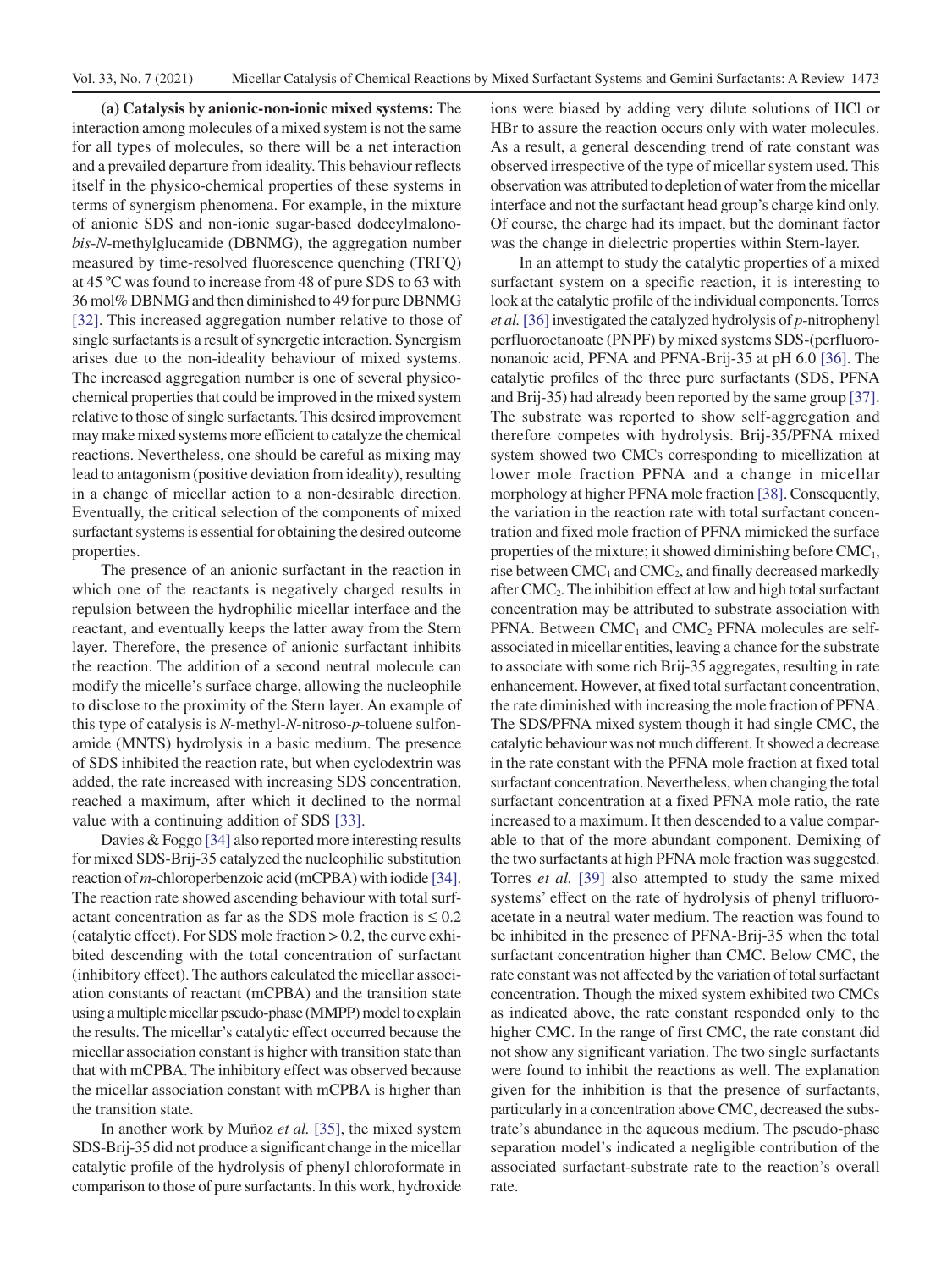**(a) Catalysis by anionic-non-ionic mixed systems:** The interaction among molecules of a mixed system is not the same for all types of molecules, so there will be a net interaction and a prevailed departure from ideality. This behaviour reflects itself in the physico-chemical properties of these systems in terms of synergism phenomena. For example, in the mixture of anionic SDS and non-ionic sugar-based dodecylmalono-*bis*-*N*-methylglucamide (DBNMG), the aggregation number measured by time-resolved fluorescence quenching (TRFQ) at 45 ºC was found to increase from 48 of pure SDS to 63 with 36 mol% DBNMG and then diminished to 49 for pure DBNMG [32]. This increased aggregation number relative to those of single surfactants is a result of synergetic interaction. Synergism arises due to the non-ideality behaviour of mixed systems. The increased aggregation number is one of several physico-chemical properties that could be improved in the mixed system relative to those of single surfactants. This desired improvement may make mixed systems more efficient to catalyze the chemical reactions. Nevertheless, one should be careful as mixing may lead to antagonism (positive deviation from ideality), resulting in a change of micellar action to a non-desirable direction. Eventually, the critical selection of the components of mixed surfactant systems is essential for obtaining the desired outcome properties.

The presence of an anionic surfactant in the reaction in which one of the reactants is negatively charged results in repulsion between the hydrophilic micellar interface and the reactant, and eventually keeps the latter away from the Stern layer. Therefore, the presence of anionic surfactant inhibits the reaction. The addition of a second neutral molecule can modify the micelle's surface charge, allowing the nucleophile to disclose to the proximity of the Stern layer. An example of this type of catalysis is *N*-methyl-*N*-nitroso-*p*-toluene sulfonamide (MNTS) hydrolysis in a basic medium. The presence of SDS inhibited the reaction rate, but when cyclodextrin was added, the rate increased with increasing SDS concentration, reached a maximum, after which it declined to the normal value with a continuing addition of SDS [33].

Davies & Foggo [34] also reported more interesting results for mixed SDS-Brij-35 catalyzed the nucleophilic substitution reaction of *m*-chloroperbenzoic acid (mCPBA) with iodide [34]. The reaction rate showed ascending behaviour with total surfactant concentration as far as the SDS mole fraction is $\leq 0.2$ (catalytic effect). For SDS mole fraction $> 0.2$, the curve exhibited descending with the total concentration of surfactant (inhibitory effect). The authors calculated the micellar association constants of reactant (mCPBA) and the transition state using a multiple micellar pseudo-phase (MMPP) model to explain the results. The micellar's catalytic effect occurred because the micellar association constant is higher with transition state than that with mCPBA. The inhibitory effect was observed because the micellar association constant with mCPBA is higher than the transition state.

In another work by Muñoz *et al.* [35], the mixed system SDS-Brij-35 did not produce a significant change in the micellar catalytic profile of the hydrolysis of phenyl chloroformate in comparison to those of pure surfactants. In this work, hydroxide ions were biased by adding very dilute solutions of HCl or HBr to assure the reaction occurs only with water molecules. As a result, a general descending trend of rate constant was observed irrespective of the type of micellar system used. This observation was attributed to depletion of water from the micellar interface and not the surfactant head group's charge kind only. Of course, the charge had its impact, but the dominant factor was the change in dielectric properties within Stern-layer.

In an attempt to study the catalytic properties of a mixed surfactant system on a specific reaction, it is interesting to look at the catalytic profile of the individual components. Torres *et al.* [36] investigated the catalyzed hydrolysis of *p*-nitrophenyl perfluorooctanoate (PNPF) by mixed systems SDS-(perfluorononanoic acid, PFNA and PFNA-Brij-35 at pH 6.0 [36]. The catalytic profiles of the three pure surfactants (SDS, PFNA and Brij-35) had already been reported by the same group [37]. The substrate was reported to show self-aggregation and therefore competes with hydrolysis. Brij-35/PFNA mixed system showed two CMCs corresponding to micellization at lower mole fraction PFNA and a change in micellar morphology at higher PFNA mole fraction [38]. Consequently, the variation in the reaction rate with total surfactant concentration and fixed mole fraction of PFNA mimicked the surface properties of the mixture; it showed diminishing before $CMC_1$, rise between $CMC_1$ and $CMC_2$, and finally decreased markedly after $CMC_2$. The inhibition effect at low and high total surfactant concentration may be attributed to substrate association with PFNA. Between $CMC_1$ and $CMC_2$ PFNA molecules are self-associated in micellar entities, leaving a chance for the substrate to associate with some rich Brij-35 aggregates, resulting in rate enhancement. However, at fixed total surfactant concentration, the rate diminished with increasing the mole fraction of PFNA. The SDS/PFNA mixed system though it had single CMC, the catalytic behaviour was not much different. It showed a decrease in the rate constant with the PFNA mole fraction at fixed total surfactant concentration. Nevertheless, when changing the total surfactant concentration at a fixed PFNA mole ratio, the rate increased to a maximum. It then descended to a value comparable to that of the more abundant component. Demixing of the two surfactants at high PFNA mole fraction was suggested. Torres *et al.* [39] also attempted to study the same mixed systems' effect on the rate of hydrolysis of phenyl trifluoroacetate in a neutral water medium. The reaction was found to be inhibited in the presence of PFNA-Brij-35 when the total surfactant concentration higher than CMC. Below CMC, the rate constant was not affected by the variation of total surfactant concentration. Though the mixed system exhibited two CMCs as indicated above, the rate constant responded only to the higher CMC. In the range of first CMC, the rate constant did not show any significant variation. The two single surfactants were found to inhibit the reactions as well. The explanation given for the inhibition is that the presence of surfactants, particularly in a concentration above CMC, decreased the substrate's abundance in the aqueous medium. The pseudo-phase separation model's indicated a negligible contribution of the associated surfactant-substrate rate to the reaction's overall rate.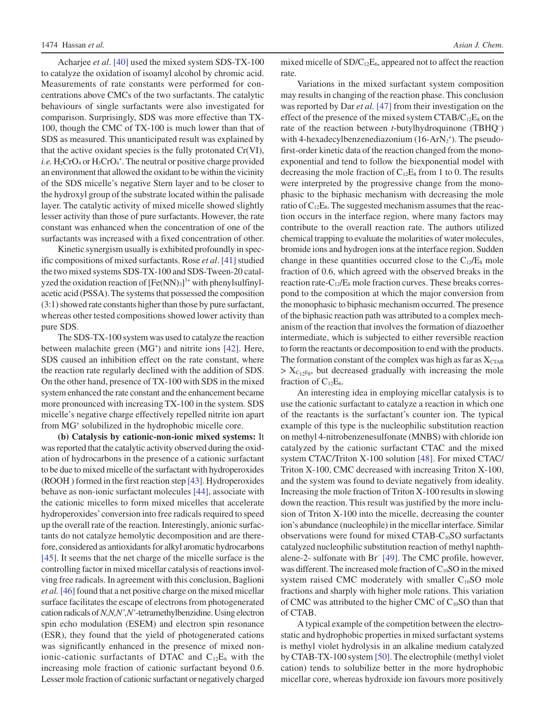Acharjee *et al.* [40] used the mixed system SDS-TX-100 to catalyze the oxidation of isoamyl alcohol by chromic acid. Measurements of rate constants were performed for concentrations above CMCs of the two surfactants. The catalytic behaviours of single surfactants were also investigated for comparison. Surprisingly, SDS was more effective than TX-100, though the CMC of TX-100 is much lower than that of SDS as measured. This unanticipated result was explained by that the active oxidant species is the fully protonated Cr(VI), *i.e.* $H_2CrO_4$ or $H_3CrO_4^+$. The neutral or positive charge provided an environment that allowed the oxidant to be within the vicinity of the SDS micelle's negative Stern layer and to be closer to the hydroxyl group of the substrate located within the palisade layer. The catalytic activity of mixed micelle showed slightly lesser activity than those of pure surfactants. However, the rate constant was enhanced when the concentration of one of the surfactants was increased with a fixed concentration of other.

Kinetic synergism usually is exhibited profoundly in specific compositions of mixed surfactants. Rose *et al.* [41] studied the two mixed systems SDS-TX-100 and SDS-Tween-20 catalyzed the oxidation reaction of $[Fe(NN)_3]^{3+}$ with phenylsulfinylacetic acid (PSSA). The systems that possessed the composition (3:1) showed rate constants higher than those by pure surfactant, whereas other tested compositions showed lower activity than pure SDS.

The SDS-TX-100 system was used to catalyze the reaction between malachite green ($MG^+$) and nitrite ions [42]. Here, SDS caused an inhibition effect on the rate constant, where the reaction rate regularly declined with the addition of SDS. On the other hand, presence of TX-100 with SDS in the mixed system enhanced the rate constant and the enhancement became more pronounced with increasing TX-100 in the system. SDS micelle's negative charge effectively repelled nitrite ion apart from $MG^+$ solubilized in the hydrophobic micelle core.

**(b) Catalysis by cationic-non-ionic mixed systems:** It was reported that the catalytic activity observed during the oxidation of hydrocarbons in the presence of a cationic surfactant to be due to mixed micelle of the surfactant with hydroperoxides (ROOH ) formed in the first reaction step [43]. Hydroperoxides behave as non-ionic surfactant molecules [44], associate with the cationic micelles to form mixed micelles that accelerate hydroperoxides' conversion into free radicals required to speed up the overall rate of the reaction. Interestingly, anionic surfactants do not catalyze hemolytic decomposition and are therefore, considered as antioxidants for alkyl aromatic hydrocarbons [45]. It seems that the net charge of the micelle surface is the controlling factor in mixed micellar catalysis of reactions involving free radicals. In agreement with this conclusion, Baglioni *et al.* [46] found that a net positive charge on the mixed micellar surface facilitates the escape of electrons from photogenerated cation radicals of *N,N,N',N'*-tetramethylbenzidine. Using electron spin echo modulation (ESEM) and electron spin resonance (ESR), they found that the yield of photogenerated cations was significantly enhanced in the presence of mixed nonionic-cationic surfactants of DTAC and $C_{12}E_6$ with the increasing mole fraction of cationic surfactant beyond 0.6. Lesser mole fraction of cationic surfactant or negatively charged mixed micelle of $SD/C_{12}E_6$, appeared not to affect the reaction rate.

Variations in the mixed surfactant system composition may results in changing of the reaction phase. This conclusion was reported by Dar *et al.* [47] from their investigation on the effect of the presence of the mixed system $CTAB/C_{12}E_8$ on the rate of the reaction between *t*-butylhydroquinone ($TBHQ^-$) with 4-hexadecylbenzenediazonium ($16\text{-}ArN_2^+$). The pseudo-first-order kinetic data of the reaction changed from the monoexponential and tend to follow the biexponential model with decreasing the mole fraction of $C_{12}E_8$ from 1 to 0. The results were interpreted by the progressive change from the monophasic to the biphasic mechanism with decreasing the mole ratio of $C_{12}E_8$. The suggested mechanism assumes that the reaction occurs in the interface region, where many factors may contribute to the overall reaction rate. The authors utilized chemical trapping to evaluate the molarities of water molecules, bromide ions and hydrogen ions at the interface region. Sudden change in these quantities occurred close to the $C_{12}/E_8$ mole fraction of 0.6, which agreed with the observed breaks in the reaction rate-$C_{12}/E_8$ mole fraction curves. These breaks correspond to the composition at which the major conversion from the monophasic to biphasic mechanism occurred. The presence of the biphasic reaction path was attributed to a complex mechanism of the reaction that involves the formation of diazoether intermediate, which is subjected to either reversible reaction to form the reactants or decomposition to end with the products. The formation constant of the complex was high as far as $X_{CTAB} > X_{C_{12}E_8}$, but decreased gradually with increasing the mole fraction of $C_{12}E_6$.

An interesting idea in employing micellar catalysis is to use the cationic surfactant to catalyze a reaction in which one of the reactants is the surfactant's counter ion. The typical example of this type is the nucleophilic substitution reaction on methyl 4-nitrobenzenesulfonate (MNBS) with chloride ion catalyzed by the cationic surfactant CTAC and the mixed system CTAC/Triton X-100 solution [48]. For mixed CTAC/Triton X-100, CMC decreased with increasing Triton X-100, and the system was found to deviate negatively from ideality. Increasing the mole fraction of Triton X-100 results in slowing down the reaction. This result was justified by the more inclusion of Triton X-100 into the micelle, decreasing the counter ion's abundance (nucleophile) in the micellar interface. Similar observations were found for mixed CTAB-$C_{10}SO$ surfactants catalyzed nucleophilic substitution reaction of methyl naphthalene-2- sulfonate with $Br^-$ [49]. The CMC profile, however, was different. The increased mole fraction of $C_{10}SO$ in the mixed system raised CMC moderately with smaller $C_{10}SO$ mole fractions and sharply with higher mole rations. This variation of CMC was attributed to the higher CMC of $C_{10}SO$ than that of CTAB.

A typical example of the competition between the electrostatic and hydrophobic properties in mixed surfactant systems is methyl violet hydrolysis in an alkaline medium catalyzed by CTAB-TX-100 system [50]. The electrophile (methyl violet cation) tends to solubilize better in the more hydrophobic micellar core, whereas hydroxide ion favours more positively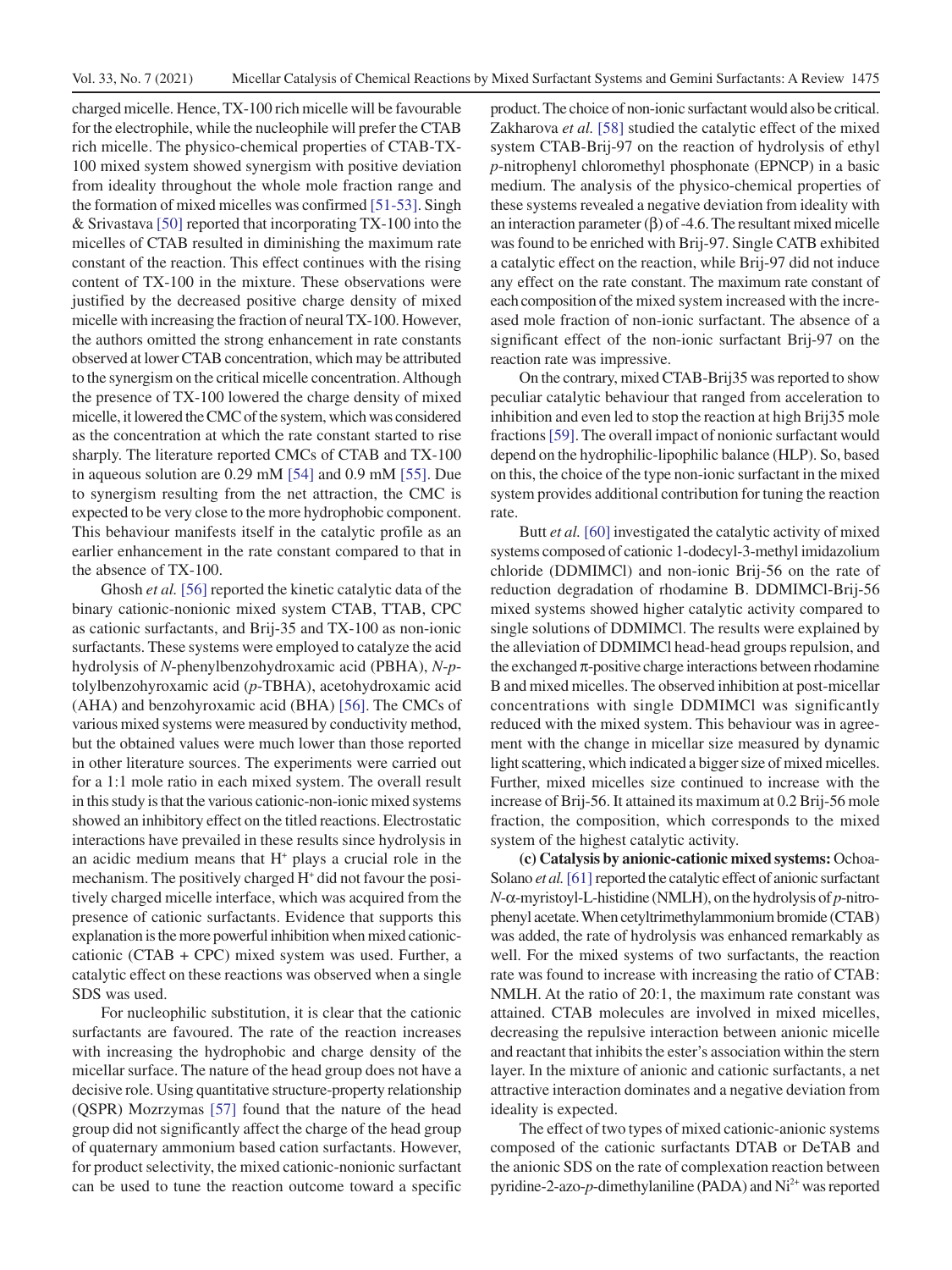charged micelle. Hence, TX-100 rich micelle will be favourable for the electrophile, while the nucleophile will prefer the CTAB rich micelle. The physico-chemical properties of CTAB-TX-100 mixed system showed synergism with positive deviation from ideality throughout the whole mole fraction range and the formation of mixed micelles was confirmed [51-53]. Singh & Srivastava [50] reported that incorporating TX-100 into the micelles of CTAB resulted in diminishing the maximum rate constant of the reaction. This effect continues with the rising content of TX-100 in the mixture. These observations were justified by the decreased positive charge density of mixed micelle with increasing the fraction of neural TX-100. However, the authors omitted the strong enhancement in rate constants observed at lower CTAB concentration, which may be attributed to the synergism on the critical micelle concentration. Although the presence of TX-100 lowered the charge density of mixed micelle, it lowered the CMC of the system, which was considered as the concentration at which the rate constant started to rise sharply. The literature reported CMCs of CTAB and TX-100 in aqueous solution are 0.29 mM [54] and 0.9 mM [55]. Due to synergism resulting from the net attraction, the CMC is expected to be very close to the more hydrophobic component. This behaviour manifests itself in the catalytic profile as an earlier enhancement in the rate constant compared to that in the absence of TX-100.

Ghosh *et al.* [56] reported the kinetic catalytic data of the binary cationic-nonionic mixed system CTAB, TTAB, CPC as cationic surfactants, and Brij-35 and TX-100 as non-ionic surfactants. These systems were employed to catalyze the acid hydrolysis of *N*-phenylbenzohydroxamic acid (PBHA), *N*-*p*-tolylbenzohyroxamic acid (*p*-TBHA), acetohydroxamic acid (AHA) and benzohyroxamic acid (BHA) [56]. The CMCs of various mixed systems were measured by conductivity method, but the obtained values were much lower than those reported in other literature sources. The experiments were carried out for a 1:1 mole ratio in each mixed system. The overall result in this study is that the various cationic-non-ionic mixed systems showed an inhibitory effect on the titled reactions. Electrostatic interactions have prevailed in these results since hydrolysis in an acidic medium means that $H^+$ plays a crucial role in the mechanism. The positively charged $H^+$ did not favour the positively charged micelle interface, which was acquired from the presence of cationic surfactants. Evidence that supports this explanation is the more powerful inhibition when mixed cationic-cationic (CTAB + CPC) mixed system was used. Further, a catalytic effect on these reactions was observed when a single SDS was used.

For nucleophilic substitution, it is clear that the cationic surfactants are favoured. The rate of the reaction increases with increasing the hydrophobic and charge density of the micellar surface. The nature of the head group does not have a decisive role. Using quantitative structure-property relationship (QSPR) Mozrzymas [57] found that the nature of the head group did not significantly affect the charge of the head group of quaternary ammonium based cation surfactants. However, for product selectivity, the mixed cationic-nonionic surfactant can be used to tune the reaction outcome toward a specific product. The choice of non-ionic surfactant would also be critical. Zakharova *et al.* [58] studied the catalytic effect of the mixed system CTAB-Brij-97 on the reaction of hydrolysis of ethyl *p*-nitrophenyl chloromethyl phosphonate (EPNCP) in a basic medium. The analysis of the physico-chemical properties of these systems revealed a negative deviation from ideality with an interaction parameter (β) of -4.6. The resultant mixed micelle was found to be enriched with Brij-97. Single CATB exhibited a catalytic effect on the reaction, while Brij-97 did not induce any effect on the rate constant. The maximum rate constant of each composition of the mixed system increased with the increased mole fraction of non-ionic surfactant. The absence of a significant effect of the non-ionic surfactant Brij-97 on the reaction rate was impressive.

On the contrary, mixed CTAB-Brij35 was reported to show peculiar catalytic behaviour that ranged from acceleration to inhibition and even led to stop the reaction at high Brij35 mole fractions [59]. The overall impact of nonionic surfactant would depend on the hydrophilic-lipophilic balance (HLP). So, based on this, the choice of the type non-ionic surfactant in the mixed system provides additional contribution for tuning the reaction rate.

Butt *et al.* [60] investigated the catalytic activity of mixed systems composed of cationic 1-dodecyl-3-methyl imidazolium chloride (DDMIMCl) and non-ionic Brij-56 on the rate of reduction degradation of rhodamine B. DDMIMCl-Brij-56 mixed systems showed higher catalytic activity compared to single solutions of DDMIMCl. The results were explained by the alleviation of DDMIMCl head-head groups repulsion, and the exchanged π-positive charge interactions between rhodamine B and mixed micelles. The observed inhibition at post-micellar concentrations with single DDMIMCl was significantly reduced with the mixed system. This behaviour was in agreement with the change in micellar size measured by dynamic light scattering, which indicated a bigger size of mixed micelles. Further, mixed micelles size continued to increase with the increase of Brij-56. It attained its maximum at 0.2 Brij-56 mole fraction, the composition, which corresponds to the mixed system of the highest catalytic activity.

**(c) Catalysis by anionic-cationic mixed systems:** Ochoa-Solano *et al.* [61] reported the catalytic effect of anionic surfactant *N*-α-myristoyl-L-histidine (NMLH), on the hydrolysis of *p*-nitrophenyl acetate. When cetyltrimethylammonium bromide (CTAB) was added, the rate of hydrolysis was enhanced remarkably as well. For the mixed systems of two surfactants, the reaction rate was found to increase with increasing the ratio of CTAB: NMLH. At the ratio of 20:1, the maximum rate constant was attained. CTAB molecules are involved in mixed micelles, decreasing the repulsive interaction between anionic micelle and reactant that inhibits the ester's association within the stern layer. In the mixture of anionic and cationic surfactants, a net attractive interaction dominates and a negative deviation from ideality is expected.

The effect of two types of mixed cationic-anionic systems composed of the cationic surfactants DTAB or DeTAB and the anionic SDS on the rate of complexation reaction between pyridine-2-azo-*p*-dimethylaniline (PADA) and $Ni^{2+}$ was reported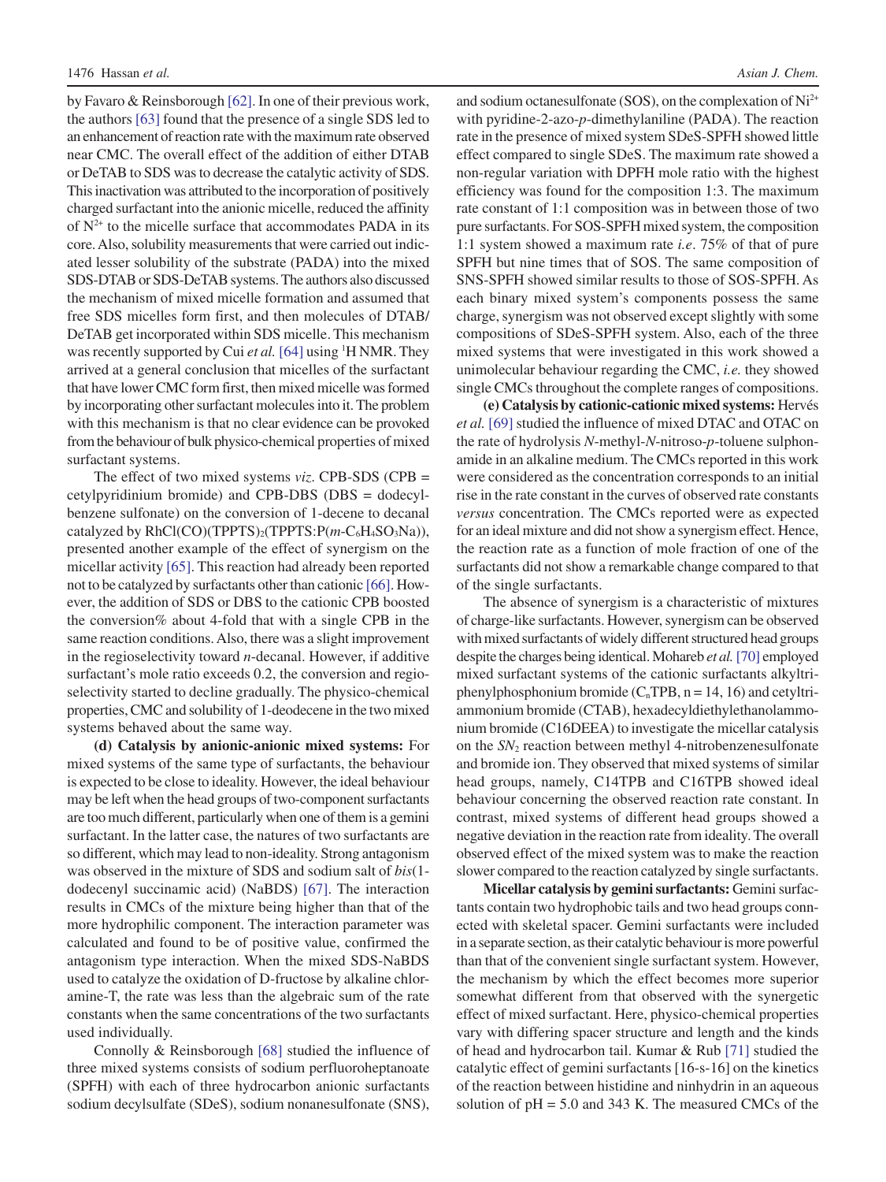by Favaro & Reinsborough [62]. In one of their previous work, the authors [63] found that the presence of a single SDS led to an enhancement of reaction rate with the maximum rate observed near CMC. The overall effect of the addition of either DTAB or DeTAB to SDS was to decrease the catalytic activity of SDS. This inactivation was attributed to the incorporation of positively charged surfactant into the anionic micelle, reduced the affinity of $N^{2+}$ to the micelle surface that accommodates PADA in its core. Also, solubility measurements that were carried out indicated lesser solubility of the substrate (PADA) into the mixed SDS-DTAB or SDS-DeTAB systems. The authors also discussed the mechanism of mixed micelle formation and assumed that free SDS micelles form first, and then molecules of DTAB/DeTAB get incorporated within SDS micelle. This mechanism was recently supported by Cui *et al.* [64] using $^{1}$H NMR. They arrived at a general conclusion that micelles of the surfactant that have lower CMC form first, then mixed micelle was formed by incorporating other surfactant molecules into it. The problem with this mechanism is that no clear evidence can be provoked from the behaviour of bulk physico-chemical properties of mixed surfactant systems.

The effect of two mixed systems *viz.* CPB-SDS (CPB = cetylpyridinium bromide) and CPB-DBS (DBS = dodecylbenzene sulfonate) on the conversion of 1-decene to decanal catalyzed by $RhCl(CO)(TPPTS)_2(TPPTS{:}P(m\text{-}C_6H_4SO_3Na))$, presented another example of the effect of synergism on the micellar activity [65]. This reaction had already been reported not to be catalyzed by surfactants other than cationic [66]. However, the addition of SDS or DBS to the cationic CPB boosted the conversion% about 4-fold that with a single CPB in the same reaction conditions. Also, there was a slight improvement in the regioselectivity toward *n*-decanal. However, if additive surfactant's mole ratio exceeds 0.2, the conversion and regioselectivity started to decline gradually. The physico-chemical properties, CMC and solubility of 1-deodecene in the two mixed systems behaved about the same way.

**(d) Catalysis by anionic-anionic mixed systems:** For mixed systems of the same type of surfactants, the behaviour is expected to be close to ideality. However, the ideal behaviour may be left when the head groups of two-component surfactants are too much different, particularly when one of them is a gemini surfactant. In the latter case, the natures of two surfactants are so different, which may lead to non-ideality. Strong antagonism was observed in the mixture of SDS and sodium salt of *bis*(1-dodecenyl succinamic acid) (NaBDS) [67]. The interaction results in CMCs of the mixture being higher than that of the more hydrophilic component. The interaction parameter was calculated and found to be of positive value, confirmed the antagonism type interaction. When the mixed SDS-NaBDS used to catalyze the oxidation of D-fructose by alkaline chloramine-T, the rate was less than the algebraic sum of the rate constants when the same concentrations of the two surfactants used individually.

Connolly & Reinsborough [68] studied the influence of three mixed systems consists of sodium perfluoroheptanoate (SPFH) with each of three hydrocarbon anionic surfactants sodium decylsulfate (SDeS), sodium nonanesulfonate (SNS), and sodium octanesulfonate (SOS), on the complexation of $Ni^{2+}$ with pyridine-2-azo-*p*-dimethylaniline (PADA). The reaction rate in the presence of mixed system SDeS-SPFH showed little effect compared to single SDeS. The maximum rate showed a non-regular variation with DPFH mole ratio with the highest efficiency was found for the composition 1:3. The maximum rate constant of 1:1 composition was in between those of two pure surfactants. For SOS-SPFH mixed system, the composition 1:1 system showed a maximum rate *i.e.* 75% of that of pure SPFH but nine times that of SOS. The same composition of SNS-SPFH showed similar results to those of SOS-SPFH. As each binary mixed system's components possess the same charge, synergism was not observed except slightly with some compositions of SDeS-SPFH system. Also, each of the three mixed systems that were investigated in this work showed a unimolecular behaviour regarding the CMC, *i.e.* they showed single CMCs throughout the complete ranges of compositions.

**(e) Catalysis by cationic-cationic mixed systems:** Hervés *et al.* [69] studied the influence of mixed DTAC and OTAC on the rate of hydrolysis *N*-methyl-*N*-nitroso-*p*-toluene sulphonamide in an alkaline medium. The CMCs reported in this work were considered as the concentration corresponds to an initial rise in the rate constant in the curves of observed rate constants *versus* concentration. The CMCs reported were as expected for an ideal mixture and did not show a synergism effect. Hence, the reaction rate as a function of mole fraction of one of the surfactants did not show a remarkable change compared to that of the single surfactants.

The absence of synergism is a characteristic of mixtures of charge-like surfactants. However, synergism can be observed with mixed surfactants of widely different structured head groups despite the charges being identical. Mohareb *et al.* [70] employed mixed surfactant systems of the cationic surfactants alkyltriphenylphosphonium bromide ($C_nTPB$, n = 14, 16) and cetyltriammonium bromide (CTAB), hexadecyldiethylethanolammonium bromide (C16DEEA) to investigate the micellar catalysis on the $SN_2$ reaction between methyl 4-nitrobenzenesulfonate and bromide ion. They observed that mixed systems of similar head groups, namely, C14TPB and C16TPB showed ideal behaviour concerning the observed reaction rate constant. In contrast, mixed systems of different head groups showed a negative deviation in the reaction rate from ideality. The overall observed effect of the mixed system was to make the reaction slower compared to the reaction catalyzed by single surfactants.

**Micellar catalysis by gemini surfactants:** Gemini surfactants contain two hydrophobic tails and two head groups connected with skeletal spacer. Gemini surfactants were included in a separate section, as their catalytic behaviour is more powerful than that of the convenient single surfactant system. However, the mechanism by which the effect becomes more superior somewhat different from that observed with the synergetic effect of mixed surfactant. Here, physico-chemical properties vary with differing spacer structure and length and the kinds of head and hydrocarbon tail. Kumar & Rub [71] studied the catalytic effect of gemini surfactants [16-s-16] on the kinetics of the reaction between histidine and ninhydrin in an aqueous solution of pH = 5.0 and 343 K. The measured CMCs of the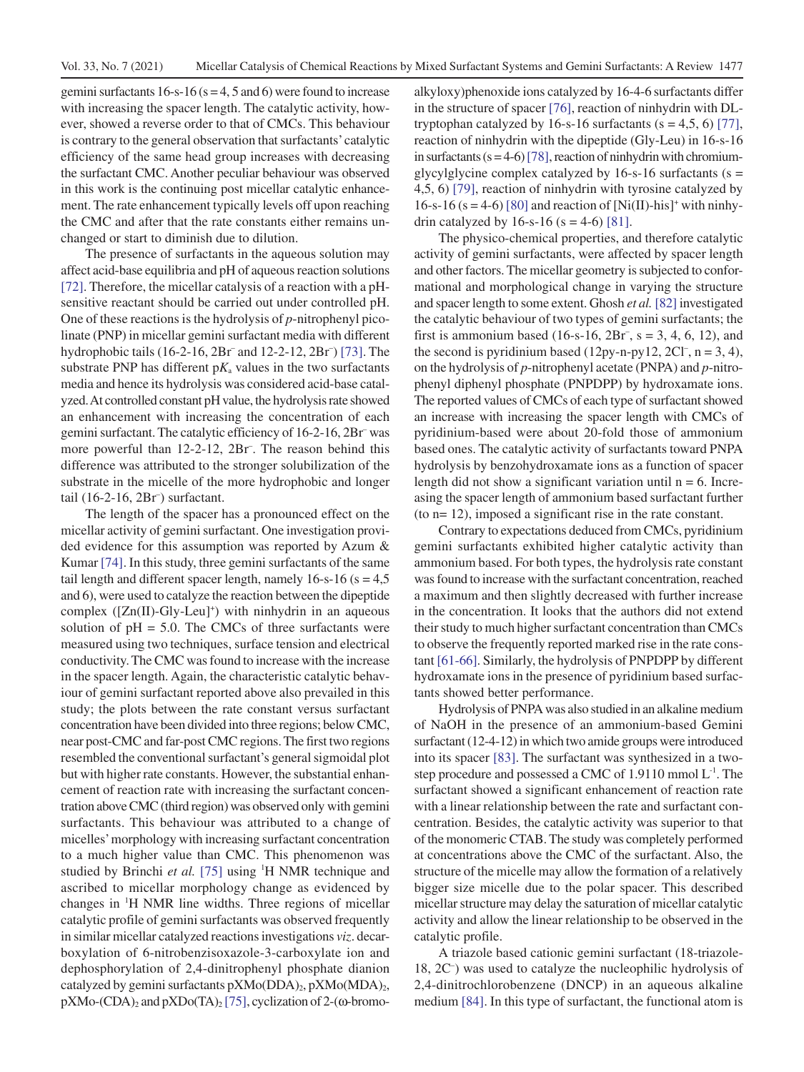gemini surfactants 16-s-16 (s = 4, 5 and 6) were found to increase with increasing the spacer length. The catalytic activity, however, showed a reverse order to that of CMCs. This behaviour is contrary to the general observation that surfactants' catalytic efficiency of the same head group increases with decreasing the surfactant CMC. Another peculiar behaviour was observed in this work is the continuing post micellar catalytic enhancement. The rate enhancement typically levels off upon reaching the CMC and after that the rate constants either remains unchanged or start to diminish due to dilution.

The presence of surfactants in the aqueous solution may affect acid-base equilibria and pH of aqueous reaction solutions [72]. Therefore, the micellar catalysis of a reaction with a pH-sensitive reactant should be carried out under controlled pH. One of these reactions is the hydrolysis of *p*-nitrophenyl picolinate (PNP) in micellar gemini surfactant media with different hydrophobic tails (16-2-16, $2Br^-$ and 12-2-12, $2Br^-$) [73]. The substrate PNP has different p$K_a$ values in the two surfactants media and hence its hydrolysis was considered acid-base catalyzed. At controlled constant pH value, the hydrolysis rate showed an enhancement with increasing the concentration of each gemini surfactant. The catalytic efficiency of 16-2-16, $2Br^-$ was more powerful than 12-2-12, $2Br^-$. The reason behind this difference was attributed to the stronger solubilization of the substrate in the micelle of the more hydrophobic and longer tail (16-2-16, $2Br^-$) surfactant.

The length of the spacer has a pronounced effect on the micellar activity of gemini surfactant. One investigation provided evidence for this assumption was reported by Azum & Kumar [74]. In this study, three gemini surfactants of the same tail length and different spacer length, namely 16-s-16 (s = 4,5 and 6), were used to catalyze the reaction between the dipeptide complex ($[Zn(II)\text{-Gly-Leu}]^+$) with ninhydrin in an aqueous solution of pH = 5.0. The CMCs of three surfactants were measured using two techniques, surface tension and electrical conductivity. The CMC was found to increase with the increase in the spacer length. Again, the characteristic catalytic behaviour of gemini surfactant reported above also prevailed in this study; the plots between the rate constant versus surfactant concentration have been divided into three regions; below CMC, near post-CMC and far-post CMC regions. The first two regions resembled the conventional surfactant's general sigmoidal plot but with higher rate constants. However, the substantial enhancement of reaction rate with increasing the surfactant concentration above CMC (third region) was observed only with gemini surfactants. This behaviour was attributed to a change of micelles' morphology with increasing surfactant concentration to a much higher value than CMC. This phenomenon was studied by Brinchi *et al.* [75] using $^1$H NMR technique and ascribed to micellar morphology change as evidenced by changes in $^1$H NMR line widths. Three regions of micellar catalytic profile of gemini surfactants was observed frequently in similar micellar catalyzed reactions investigations *viz*. decarboxylation of 6-nitrobenzisoxazole-3-carboxylate ion and dephosphorylation of 2,4-dinitrophenyl phosphate dianion catalyzed by gemini surfactants $pXMo(DDA)_2$, $pXMo(MDA)_2$, $pXMo\text{-}(CDA)_2$ and $pXDo(TA)_2$ [75], cyclization of 2-(ω-bromoalkyloxy)phenoxide ions catalyzed by 16-4-6 surfactants differ in the structure of spacer [76], reaction of ninhydrin with DL-tryptophan catalyzed by 16-s-16 surfactants (s = 4,5, 6) [77], reaction of ninhydrin with the dipeptide (Gly-Leu) in 16-s-16 in surfactants (s = 4-6) [78], reaction of ninhydrin with chromium-glycylglycine complex catalyzed by 16-s-16 surfactants (s = 4,5, 6) [79], reaction of ninhydrin with tyrosine catalyzed by 16-s-16 (s = 4-6) [80] and reaction of $[Ni(II)\text{-his}]^+$ with ninhydrin catalyzed by 16-s-16 (s = 4-6) [81].

The physico-chemical properties, and therefore catalytic activity of gemini surfactants, were affected by spacer length and other factors. The micellar geometry is subjected to conformational and morphological change in varying the structure and spacer length to some extent. Ghosh *et al.* [82] investigated the catalytic behaviour of two types of gemini surfactants; the first is ammonium based (16-s-16, $2Br^-$, s = 3, 4, 6, 12), and the second is pyridinium based (12py-n-py12, $2Cl^-$, n = 3, 4), on the hydrolysis of *p*-nitrophenyl acetate (PNPA) and *p*-nitrophenyl diphenyl phosphate (PNPDPP) by hydroxamate ions. The reported values of CMCs of each type of surfactant showed an increase with increasing the spacer length with CMCs of pyridinium-based were about 20-fold those of ammonium based ones. The catalytic activity of surfactants toward PNPA hydrolysis by benzohydroxamate ions as a function of spacer length did not show a significant variation until n = 6. Increasing the spacer length of ammonium based surfactant further (to n= 12), imposed a significant rise in the rate constant.

Contrary to expectations deduced from CMCs, pyridinium gemini surfactants exhibited higher catalytic activity than ammonium based. For both types, the hydrolysis rate constant was found to increase with the surfactant concentration, reached a maximum and then slightly decreased with further increase in the concentration. It looks that the authors did not extend their study to much higher surfactant concentration than CMCs to observe the frequently reported marked rise in the rate constant [61-66]. Similarly, the hydrolysis of PNPDPP by different hydroxamate ions in the presence of pyridinium based surfactants showed better performance.

Hydrolysis of PNPA was also studied in an alkaline medium of NaOH in the presence of an ammonium-based Gemini surfactant (12-4-12) in which two amide groups were introduced into its spacer [83]. The surfactant was synthesized in a two-step procedure and possessed a CMC of 1.9110 mmol $L^{-1}$. The surfactant showed a significant enhancement of reaction rate with a linear relationship between the rate and surfactant concentration. Besides, the catalytic activity was superior to that of the monomeric CTAB. The study was completely performed at concentrations above the CMC of the surfactant. Also, the structure of the micelle may allow the formation of a relatively bigger size micelle due to the polar spacer. This described micellar structure may delay the saturation of micellar catalytic activity and allow the linear relationship to be observed in the catalytic profile.

A triazole based cationic gemini surfactant (18-triazole-18, $2C^-$) was used to catalyze the nucleophilic hydrolysis of 2,4-dinitrochlorobenzene (DNCP) in an aqueous alkaline medium [84]. In this type of surfactant, the functional atom is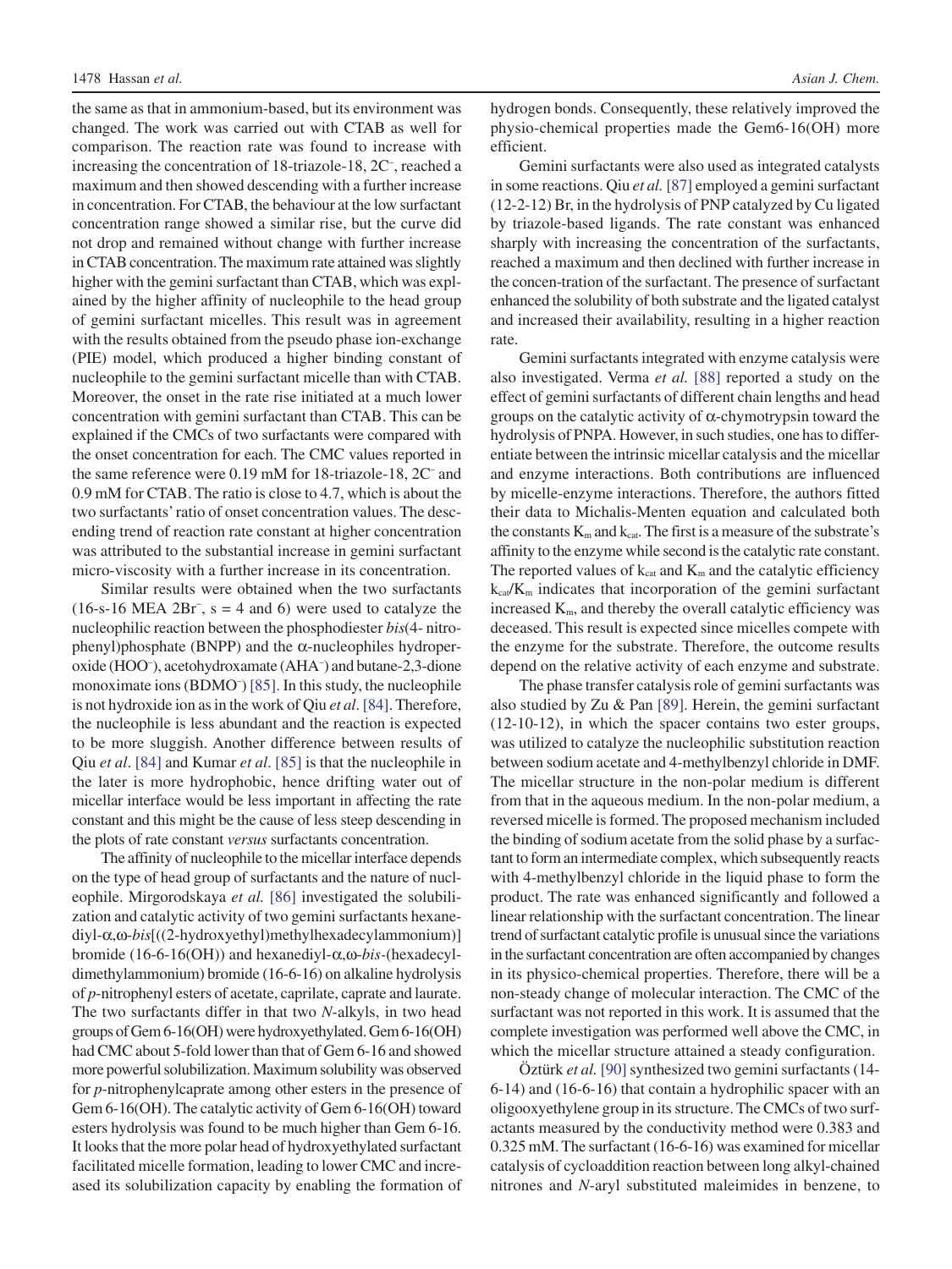the same as that in ammonium-based, but its environment was changed. The work was carried out with CTAB as well for comparison. The reaction rate was found to increase with increasing the concentration of 18-triazole-18, $2C^-$, reached a maximum and then showed descending with a further increase in concentration. For CTAB, the behaviour at the low surfactant concentration range showed a similar rise, but the curve did not drop and remained without change with further increase in CTAB concentration. The maximum rate attained was slightly higher with the gemini surfactant than CTAB, which was explained by the higher affinity of nucleophile to the head group of gemini surfactant micelles. This result was in agreement with the results obtained from the pseudo phase ion-exchange (PIE) model, which produced a higher binding constant of nucleophile to the gemini surfactant micelle than with CTAB. Moreover, the onset in the rate rise initiated at a much lower concentration with gemini surfactant than CTAB. This can be explained if the CMCs of two surfactants were compared with the onset concentration for each. The CMC values reported in the same reference were 0.19 mM for 18-triazole-18, $2C^-$ and 0.9 mM for CTAB. The ratio is close to 4.7, which is about the two surfactants' ratio of onset concentration values. The descending trend of reaction rate constant at higher concentration was attributed to the substantial increase in gemini surfactant micro-viscosity with a further increase in its concentration.

Similar results were obtained when the two surfactants (16-s-16 MEA $2Br^-$, s = 4 and 6) were used to catalyze the nucleophilic reaction between the phosphodiester *bis*(4- nitrophenyl)phosphate (BNPP) and the α-nucleophiles hydroperoxide ($HOO^-$), acetohydroxamate ($AHA^-$) and butane-2,3-dione monoximate ions ($BDMO^-$) [85]. In this study, the nucleophile is not hydroxide ion as in the work of Qiu *et al*. [84]. Therefore, the nucleophile is less abundant and the reaction is expected to be more sluggish. Another difference between results of Qiu *et al*. [84] and Kumar *et al*. [85] is that the nucleophile in the later is more hydrophobic, hence drifting water out of micellar interface would be less important in affecting the rate constant and this might be the cause of less steep descending in the plots of rate constant *versus* surfactants concentration.

The affinity of nucleophile to the micellar interface depends on the type of head group of surfactants and the nature of nucleophile. Mirgorodskaya *et al.* [86] investigated the solubilization and catalytic activity of two gemini surfactants hexanediyl-α,ω-*bis*[((2-hydroxyethyl)methylhexadecylammonium)] bromide (16-6-16(OH)) and hexanediyl-α,ω-*bis*-(hexadecyldimethylammonium) bromide (16-6-16) on alkaline hydrolysis of *p*-nitrophenyl esters of acetate, caprilate, caprate and laurate. The two surfactants differ in that two *N*-alkyls, in two head groups of Gem 6-16(OH) were hydroxyethylated. Gem 6-16(OH) had CMC about 5-fold lower than that of Gem 6-16 and showed more powerful solubilization. Maximum solubility was observed for *p*-nitrophenylcaprate among other esters in the presence of Gem 6-16(OH). The catalytic activity of Gem 6-16(OH) toward esters hydrolysis was found to be much higher than Gem 6-16. It looks that the more polar head of hydroxyethylated surfactant facilitated micelle formation, leading to lower CMC and increased its solubilization capacity by enabling the formation of hydrogen bonds. Consequently, these relatively improved the physio-chemical properties made the Gem6-16(OH) more efficient.

Gemini surfactants were also used as integrated catalysts in some reactions. Qiu *et al.* [87] employed a gemini surfactant (12-2-12) Br, in the hydrolysis of PNP catalyzed by Cu ligated by triazole-based ligands. The rate constant was enhanced sharply with increasing the concentration of the surfactants, reached a maximum and then declined with further increase in the concen-tration of the surfactant. The presence of surfactant enhanced the solubility of both substrate and the ligated catalyst and increased their availability, resulting in a higher reaction rate.

Gemini surfactants integrated with enzyme catalysis were also investigated. Verma *et al.* [88] reported a study on the effect of gemini surfactants of different chain lengths and head groups on the catalytic activity of α-chymotrypsin toward the hydrolysis of PNPA. However, in such studies, one has to differentiate between the intrinsic micellar catalysis and the micellar and enzyme interactions. Both contributions are influenced by micelle-enzyme interactions. Therefore, the authors fitted their data to Michalis-Menten equation and calculated both the constants $K_m$ and $k_{cat}$. The first is a measure of the substrate's affinity to the enzyme while second is the catalytic rate constant. The reported values of $k_{cat}$ and $K_m$ and the catalytic efficiency $k_{cat}/K_m$ indicates that incorporation of the gemini surfactant increased $K_m$, and thereby the overall catalytic efficiency was deceased. This result is expected since micelles compete with the enzyme for the substrate. Therefore, the outcome results depend on the relative activity of each enzyme and substrate.

The phase transfer catalysis role of gemini surfactants was also studied by Zu & Pan [89]. Herein, the gemini surfactant (12-10-12), in which the spacer contains two ester groups, was utilized to catalyze the nucleophilic substitution reaction between sodium acetate and 4-methylbenzyl chloride in DMF. The micellar structure in the non-polar medium is different from that in the aqueous medium. In the non-polar medium, a reversed micelle is formed. The proposed mechanism included the binding of sodium acetate from the solid phase by a surfactant to form an intermediate complex, which subsequently reacts with 4-methylbenzyl chloride in the liquid phase to form the product. The rate was enhanced significantly and followed a linear relationship with the surfactant concentration. The linear trend of surfactant catalytic profile is unusual since the variations in the surfactant concentration are often accompanied by changes in its physico-chemical properties. Therefore, there will be a non-steady change of molecular interaction. The CMC of the surfactant was not reported in this work. It is assumed that the complete investigation was performed well above the CMC, in which the micellar structure attained a steady configuration.

Öztürk *et al.* [90] synthesized two gemini surfactants (14-6-14) and (16-6-16) that contain a hydrophilic spacer with an oligooxyethylene group in its structure. The CMCs of two surfactants measured by the conductivity method were 0.383 and 0.325 mM. The surfactant (16-6-16) was examined for micellar catalysis of cycloaddition reaction between long alkyl-chained nitrones and *N*-aryl substituted maleimides in benzene, to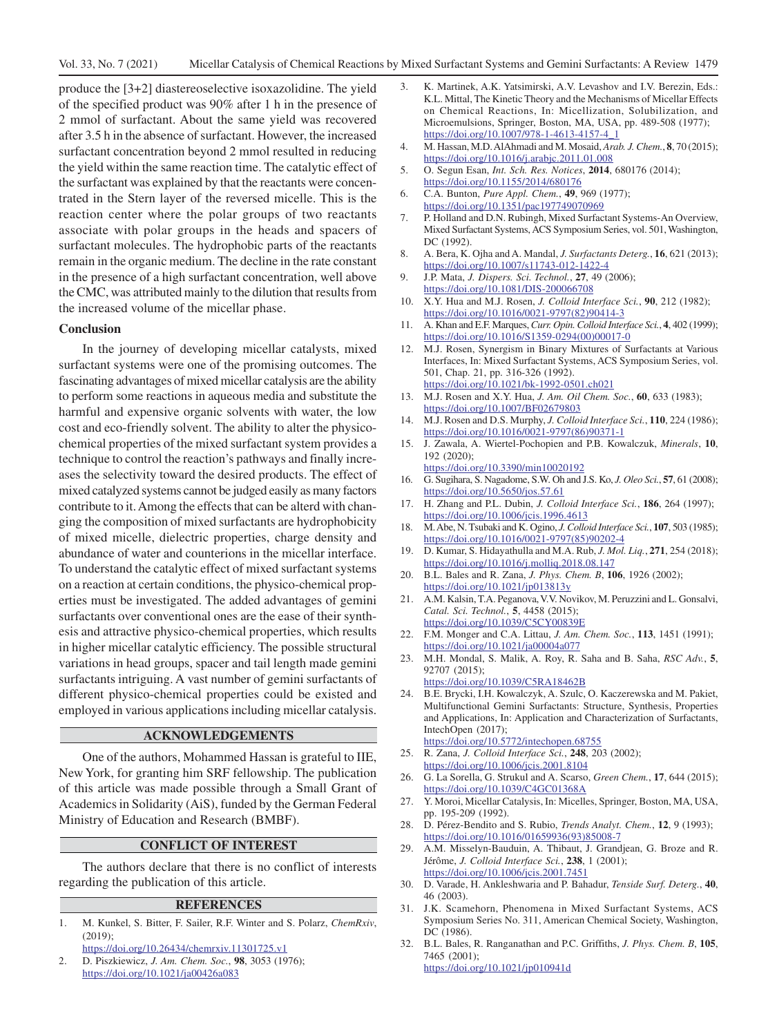produce the [3+2] diastereoselective isoxazolidine. The yield of the specified product was 90% after 1 h in the presence of 2 mmol of surfactant. About the same yield was recovered after 3.5 h in the absence of surfactant. However, the increased surfactant concentration beyond 2 mmol resulted in reducing the yield within the same reaction time. The catalytic effect of the surfactant was explained by that the reactants were concentrated in the Stern layer of the reversed micelle. This is the reaction center where the polar groups of two reactants associate with polar groups in the heads and spacers of surfactant molecules. The hydrophobic parts of the reactants remain in the organic medium. The decline in the rate constant in the presence of a high surfactant concentration, well above the CMC, was attributed mainly to the dilution that results from the increased volume of the micellar phase.

### Conclusion

In the journey of developing micellar catalysts, mixed surfactant systems were one of the promising outcomes. The fascinating advantages of mixed micellar catalysis are the ability to perform some reactions in aqueous media and substitute the harmful and expensive organic solvents with water, the low cost and eco-friendly solvent. The ability to alter the physicochemical properties of the mixed surfactant system provides a technique to control the reaction's pathways and finally increases the selectivity toward the desired products. The effect of mixed catalyzed systems cannot be judged easily as many factors contribute to it. Among the effects that can be alterd with changing the composition of mixed surfactants are hydrophobicity of mixed micelle, dielectric properties, charge density and abundance of water and counterions in the micellar interface. To understand the catalytic effect of mixed surfactant systems on a reaction at certain conditions, the physico-chemical properties must be investigated. The added advantages of gemini surfactants over conventional ones are the ease of their synthesis and attractive physico-chemical properties, which results in higher micellar catalytic efficiency. The possible structural variations in head groups, spacer and tail length made gemini surfactants intriguing. A vast number of gemini surfactants of different physico-chemical properties could be existed and employed in various applications including micellar catalysis.

## ACKNOWLEDGEMENTS

One of the authors, Mohammed Hassan is grateful to IIE, New York, for granting him SRF fellowship. The publication of this article was made possible through a Small Grant of Academics in Solidarity (AiS), funded by the German Federal Ministry of Education and Research (BMBF).

## CONFLICT OF INTEREST

The authors declare that there is no conflict of interests regarding the publication of this article.

## REFERENCES

1. M. Kunkel, S. Bitter, F. Sailer, R.F. Winter and S. Polarz, *ChemRxiv*, (2019); https://doi.org/10.26434/chemrxiv.11301725.v1
2. D. Piszkiewicz, *J. Am. Chem. Soc.*, **98**, 3053 (1976); https://doi.org/10.1021/ja00426a083
3. K. Martinek, A.K. Yatsimirski, A.V. Levashov and I.V. Berezin, Eds.: K.L. Mittal, The Kinetic Theory and the Mechanisms of Micellar Effects on Chemical Reactions, In: Micellization, Solubilization, and Microemulsions, Springer, Boston, MA, USA, pp. 489-508 (1977); https://doi.org/10.1007/978-1-4613-4157-4_1
4. M. Hassan, M.D. AlAhmadi and M. Mosaid, *Arab. J. Chem.*, **8**, 70 (2015); https://doi.org/10.1016/j.arabjc.2011.01.008
5. O. Segun Esan, *Int. Sch. Res. Notices*, **2014**, 680176 (2014); https://doi.org/10.1155/2014/680176
6. C.A. Bunton, *Pure Appl. Chem.*, **49**, 969 (1977); https://doi.org/10.1351/pac197749070969
7. P. Holland and D.N. Rubingh, Mixed Surfactant Systems-An Overview, Mixed Surfactant Systems, ACS Symposium Series, vol. 501, Washington, DC (1992).
8. A. Bera, K. Ojha and A. Mandal, *J. Surfactants Deterg.*, **16**, 621 (2013); https://doi.org/10.1007/s11743-012-1422-4
9. J.P. Mata, *J. Dispers. Sci. Technol.*, **27**, 49 (2006); https://doi.org/10.1081/DIS-200066708
10. X.Y. Hua and M.J. Rosen, *J. Colloid Interface Sci.*, **90**, 212 (1982); https://doi.org/10.1016/0021-9797(82)90414-3
11. A. Khan and E.F. Marques, *Curr. Opin. Colloid Interface Sci.*, **4**, 402 (1999); https://doi.org/10.1016/S1359-0294(00)00017-0
12. M.J. Rosen, Synergism in Binary Mixtures of Surfactants at Various Interfaces, In: Mixed Surfactant Systems, ACS Symposium Series, vol. 501, Chap. 21, pp. 316-326 (1992). https://doi.org/10.1021/bk-1992-0501.ch021
13. M.J. Rosen and X.Y. Hua, *J. Am. Oil Chem. Soc.*, **60**, 633 (1983); https://doi.org/10.1007/BF02679803
14. M.J. Rosen and D.S. Murphy, *J. Colloid Interface Sci.*, **110**, 224 (1986); https://doi.org/10.1016/0021-9797(86)90371-1
15. J. Zawala, A. Wiertel-Pochopien and P.B. Kowalczuk, *Minerals*, **10**, 192 (2020); https://doi.org/10.3390/min10020192
16. G. Sugihara, S. Nagadome, S.W. Oh and J.S. Ko, *J. Oleo Sci.*, **57**, 61 (2008); https://doi.org/10.5650/jos.57.61
17. H. Zhang and P.L. Dubin, *J. Colloid Interface Sci.*, **186**, 264 (1997); https://doi.org/10.1006/jcis.1996.4613
18. M. Abe, N. Tsubaki and K. Ogino, *J. Colloid Interface Sci.*, **107**, 503 (1985); https://doi.org/10.1016/0021-9797(85)90202-4
19. D. Kumar, S. Hidayathulla and M.A. Rub, *J. Mol. Liq.*, **271**, 254 (2018); https://doi.org/10.1016/j.molliq.2018.08.147
20. B.L. Bales and R. Zana, *J. Phys. Chem. B*, **106**, 1926 (2002); https://doi.org/10.1021/jp013813y
21. A.M. Kalsin, T.A. Peganova, V.V. Novikov, M. Peruzzini and L. Gonsalvi, *Catal. Sci. Technol.*, **5**, 4458 (2015); https://doi.org/10.1039/C5CY00839E
22. F.M. Monger and C.A. Littau, *J. Am. Chem. Soc.*, **113**, 1451 (1991); https://doi.org/10.1021/ja00004a077
23. M.H. Mondal, S. Malik, A. Roy, R. Saha and B. Saha, *RSC Adv.*, **5**, 92707 (2015); https://doi.org/10.1039/C5RA18462B
24. B.E. Brycki, I.H. Kowalczyk, A. Szulc, O. Kaczerewska and M. Pakiet, Multifunctional Gemini Surfactants: Structure, Synthesis, Properties and Applications, In: Application and Characterization of Surfactants, IntechOpen (2017); https://doi.org/10.5772/intechopen.68755
25. R. Zana, *J. Colloid Interface Sci.*, **248**, 203 (2002); https://doi.org/10.1006/jcis.2001.8104
26. G. La Sorella, G. Strukul and A. Scarso, *Green Chem.*, **17**, 644 (2015); https://doi.org/10.1039/C4GC01368A
27. Y. Moroi, Micellar Catalysis, In: Micelles, Springer, Boston, MA, USA, pp. 195-209 (1992).
28. D. Pérez-Bendito and S. Rubio, *Trends Analyt. Chem.*, **12**, 9 (1993); https://doi.org/10.1016/01659936(93)85008-7
29. A.M. Misselyn-Bauduin, A. Thibaut, J. Grandjean, G. Broze and R. Jérôme, *J. Colloid Interface Sci.*, **238**, 1 (2001); https://doi.org/10.1006/jcis.2001.7451
30. D. Varade, H. Ankleshwaria and P. Bahadur, *Tenside Surf. Deterg.*, **40**, 46 (2003).
31. J.K. Scamehorn, Phenomena in Mixed Surfactant Systems, ACS Symposium Series No. 311, American Chemical Society, Washington, DC (1986).
32. B.L. Bales, R. Ranganathan and P.C. Griffiths, *J. Phys. Chem. B*, **105**, 7465 (2001); https://doi.org/10.1021/jp010941d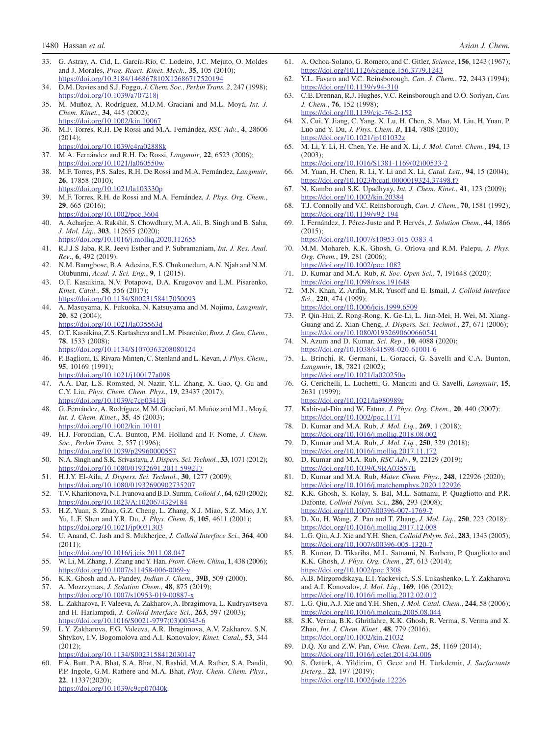33. G. Astray, A. Cid, L. García-Río, C. Lodeiro, J.C. Mejuto, O. Moldes and J. Morales, *Prog. React. Kinet. Mech.*, **35**, 105 (2010); https://doi.org/10.3184/146867810X12686717520194
34. D.M. Davies and S.J. Foggo, *J. Chem. Soc., Perkin Trans. 2*, 247 (1998); https://doi.org/10.1039/a707218j
35. M. Muñoz, A. Rodríguez, M.D.M. Graciani and M.L. Moyá, *Int. J. Chem. Kinet.*, **34**, 445 (2002); https://doi.org/10.1002/kin.10067
36. M.F. Torres, R.H. De Rossi and M.A. Fernández, *RSC Adv.*, **4**, 28606 (2014); https://doi.org/10.1039/c4ra02888k
37. M.A. Fernández and R.H. De Rossi, *Langmuir*, **22**, 6523 (2006); https://doi.org/10.1021/la060550w
38. M.F. Torres, P.S. Sales, R.H. De Rossi and M.A. Fernández, *Langmuir*, **26**, 17858 (2010); https://doi.org/10.1021/la103330p
39. M.F. Torres, R.H. de Rossi and M.A. Fernández, *J. Phys. Org. Chem.*, **29**, 665 (2016); https://doi.org/10.1002/poc.3604
40. A. Acharjee, A. Rakshit, S. Chowdhury, M.A. Ali, B. Singh and B. Saha, *J. Mol. Liq.*, **303**, 112655 (2020); https://doi.org/10.1016/j.molliq.2020.112655
41. R.J.J.S Jaba, R.R. Jeevi Esther and P. Subramaniam, *Int. J. Res. Anal. Rev.*, **6**, 492 (2019).
42. N.M. Bamgbose, B.A. Adesina, E.S. Chukunedum, A.N. Njah and N.M. Olubunmi, *Acad. J. Sci. Eng.*, **9**, 1 (2015).
43. O.T. Kasaikina, N.V. Potapova, D.A. Krugovov and L.M. Pisarenko, *Kinet. Catal.*, **58**, 556 (2017); https://doi.org/10.1134/S0023158417050093
44. A. Masuyama, K. Fukuoka, N. Katsuyama and M. Nojima, *Langmuir*, **20**, 82 (2004); https://doi.org/10.1021/la035563d
45. O.T. Kasaikina, Z.S. Kartasheva and L.M. Pisarenko, *Russ. J. Gen. Chem.*, **78**, 1533 (2008); https://doi.org/10.1134/S1070363208080124
46. P. Baglioni, E. Rivara-Minten, C. Stenland and L. Kevan, *J. Phys. Chem.*, **95**, 10169 (1991); https://doi.org/10.1021/j100177a098
47. A.A. Dar, L.S. Romsted, N. Nazir, Y.L. Zhang, X. Gao, Q. Gu and C.Y. Liu, *Phys. Chem. Chem. Phys.*, **19**, 23437 (2017); https://doi.org/10.1039/c7cp03413j
48. G. Fernández, A. Rodríguez, M.M. Graciani, M. Muñoz and M.L. Moyá, *Int. J. Chem. Kinet.*, **35**, 45 (2003); https://doi.org/10.1002/kin.10101
49. H.J. Foroudian, C.A. Bunton, P.M. Holland and F. Nome, *J. Chem. Soc., Perkin Trans. 2*, 557 (1996); https://doi.org/10.1039/p29960000557
50. N.A. Singh and S.K. Srivastava, *J. Dispers. Sci. Technol.*, **33**, 1071 (2012); https://doi.org/10.1080/01932691.2011.599217
51. H.J.Y. El-Aila, *J. Dispers. Sci. Technol.*, **30**, 1277 (2009); https://doi.org/10.1080/01932690902735207
52. T.V. Kharitonova, N.I. Ivanova and B.D. Summ, *Colloid J.*, **64**, 620 (2002); https://doi.org/10.1023/A:1020674329184
53. H.Z. Yuan, S. Zhao, G.Z. Cheng, L. Zhang, X.J. Miao, S.Z. Mao, J.Y. Yu, L.F. Shen and Y.R. Du, *J. Phys. Chem. B*, **105**, 4611 (2001); https://doi.org/10.1021/jp0031303
54. U. Anand, C. Jash and S. Mukherjee, *J. Colloid Interface Sci.*, **364**, 400 (2011); https://doi.org/10.1016/j.jcis.2011.08.047
55. W. Li, M. Zhang, J. Zhang and Y. Han, *Front. Chem. China*, **1**, 438 (2006); https://doi.org/10.1007/s11458-006-0069-y
56. K.K. Ghosh and A. Pandey, *Indian J. Chem.*, **39B**, 509 (2000).
57. A. Mozrzymas, *J. Solution Chem.*, **48**, 875 (2019); https://doi.org/10.1007/s10953-019-00887-x
58. L. Zakharova, F. Valeeva, A. Zakharov, A. Ibragimova, L. Kudryavtseva and H. Harlampidi, *J. Colloid Interface Sci.*, **263**, 597 (2003); https://doi.org/10.1016/S0021-9797(03)00343-6
59. L.Y. Zakharova, F.G. Valeeva, A.R. Ibragimova, A.V. Zakharov, S.N. Shtykov, I.V. Bogomolova and A.I. Konovalov, *Kinet. Catal.*, **53**, 344 (2012); https://doi.org/10.1134/S0023158412030147
60. F.A. Butt, P.A. Bhat, S.A. Bhat, N. Rashid, M.A. Rather, S.A. Pandit, P.P. Ingole, G.M. Rathere and M.A. Bhat, *Phys. Chem. Chem. Phys.*, **22**, 11337(2020); https://doi.org/10.1039/c9cp07040k
61. A. Ochoa-Solano, G. Romero, and C. Gitler, *Science*, **156**, 1243 (1967); https://doi.org/10.1126/science.156.3779.1243
62. Y.L. Favaro and V.C. Reinsborough, *Can. J. Chem.*, **72**, 2443 (1994); https://doi.org/10.1139/v94-310
63. C.E. Drennan, R.J. Hughes, V.C. Reinsborough and O.O. Soriyan, *Can. J. Chem.*, **76**, 152 (1998); https://doi.org/10.1139/cjc-76-2-152
64. X. Cui, Y. Jiang, C. Yang, X. Lu, H. Chen, S. Mao, M. Liu, H. Yuan, P. Luo and Y. Du, *J. Phys. Chem. B*, **114**, 7808 (2010); https://doi.org/10.1021/jp101032z
65. M. Li, Y. Li, H. Chen, Y.e. He and X. Li, *J. Mol. Catal. Chem.*, **194**, 13 (2003); https://doi.org/10.1016/S1381-1169(02)00533-2
66. M. Yuan, H. Chen, R. Li, Y. Li and X. Li, *Catal. Lett.*, **94**, 15 (2004); https://doi.org/10.1023/b:catl.0000019324.37498.f7
67. N. Kambo and S.K. Upadhyay, *Int. J. Chem. Kinet.*, **41**, 123 (2009); https://doi.org/10.1002/kin.20384
68. T.J. Connolly and V.C. Reinsborough, *Can. J. Chem.*, **70**, 1581 (1992); https://doi.org/10.1139/v92-194
69. I. Fernández, J. Pérez-Juste and P. Hervés, *J. Solution Chem.*, **44**, 1866 (2015); https://doi.org/10.1007/s10953-015-0383-4
70. M.M. Mohareb, K.K. Ghosh, G. Orlova and R.M. Palepu, *J. Phys. Org. Chem.*, **19**, 281 (2006); https://doi.org/10.1002/poc.1082
71. D. Kumar and M.A. Rub, *R. Soc. Open Sci.*, **7**, 191648 (2020); https://doi.org/10.1098/rsos.191648
72. M.N. Khan, Z. Arifin, M.R. Yusoff and E. Ismail, *J. Colloid Interface Sci.*, **220**, 474 (1999); https://doi.org/10.1006/jcis.1999.6509
73. P. Qin-Hui, Z. Rong-Rong, K. Ge-Li, L. Jian-Mei, H. Wei, M. Xiang-Guang and Z. Xian-Cheng, *J. Dispers. Sci. Technol.*, **27**, 671 (2006); https://doi.org/10.1080/01932690600660541
74. N. Azum and D. Kumar, *Sci. Rep.*, **10**, 4088 (2020); https://doi.org/10.1038/s41598-020-61001-6
75. L. Brinchi, R. Germani, L. Goracci, G. Savelli and C.A. Bunton, *Langmuir*, **18**, 7821 (2002); https://doi.org/10.1021/la020250o
76. G. Cerichelli, L. Luchetti, G. Mancini and G. Savelli, *Langmuir*, **15**, 2631 (1999); https://doi.org/10.1021/la980989r
77. Kabir-ud-Din and W. Fatma, *J. Phys. Org. Chem.*, **20**, 440 (2007); https://doi.org/10.1002/poc.1171
78. D. Kumar and M.A. Rub, *J. Mol. Liq.*, **269**, 1 (2018); https://doi.org/10.1016/j.molliq.2018.08.002
79. D. Kumar and M.A. Rub, *J. Mol. Liq.*, **250**, 329 (2018); https://doi.org/10.1016/j.molliq.2017.11.172
80. D. Kumar and M.A. Rub, *RSC Adv.*, **9**, 22129 (2019); https://doi.org/10.1039/C9RA03557E
81. D. Kumar and M.A. Rub, *Mater. Chem. Phys.*, **248**, 122926 (2020); https://doi.org/10.1016/j.matchemphys.2020.122926
82. K.K. Ghosh, S. Kolay, S. Bal, M.L. Satnami, P. Quagliotto and P.R. Dafonte, *Colloid Polym. Sci.*, **286**, 293 (2008); https://doi.org/10.1007/s00396-007-1769-7
83. D. Xu, H. Wang, Z. Pan and T. Zhang, *J. Mol. Liq.*, **250**, 223 (2018); https://doi.org/10.1016/j.molliq.2017.12.008
84. L.G. Qiu, A.J. Xie and Y.H. Shen, *Colloid Polym. Sci.*, **283**, 1343 (2005); https://doi.org/10.1007/s00396-005-1320-7
85. B. Kumar, D. Tikariha, M.L. Satnami, N. Barbero, P. Quagliotto and K.K. Ghosh, *J. Phys. Org. Chem.*, **27**, 613 (2014); https://doi.org/10.1002/poc.3308
86. A.B. Mirgorodskaya, E.I. Yackevich, S.S. Lukashenko, L.Y. Zakharova and A.I. Konovalov, *J. Mol. Liq.*, **169**, 106 (2012); https://doi.org/10.1016/j.molliq.2012.02.012
87. L.G. Qiu, A.J. Xie and Y.H. Shen, *J. Mol. Catal. Chem.*, **244**, 58 (2006); https://doi.org/10.1016/j.molcata.2005.08.044
88. S.K. Verma, B.K. Ghritlahre, K.K. Ghosh, R. Verma, S. Verma and X. Zhao, *Int. J. Chem. Kinet.*, **48**, 779 (2016); https://doi.org/10.1002/kin.21032
89. D.Q. Xu and Z.W. Pan, *Chin. Chem. Lett.*, **25**, 1169 (2014); https://doi.org/10.1016/j.cclet.2014.04.006
90. S. Öztürk, A. Yildirim, G. Gece and H. Türkdemir, *J. Surfactants Deterg.*, **22**, 197 (2019); https://doi.org/10.1002/jsde.12226